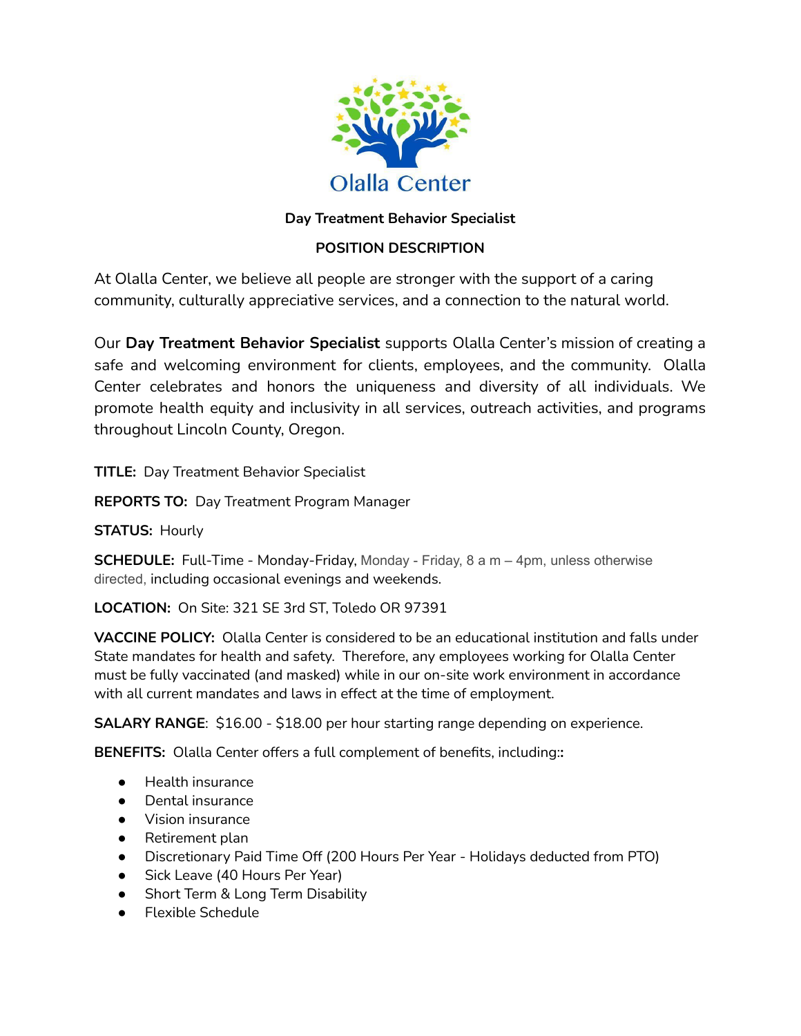Olalla Center

**Day Treatment Behavior Specialist**

**POSITION DESCRIPTION**

At Olalla Center, we believe all people are stronger with the support of a caring community, culturally appreciative services, and a connection to the natural world.

Our **Day Treatment Behavior Specialist** supports Olalla Center's mission of creating a safe and welcoming environment for clients, employees, and the community. Olalla Center celebrates and honors the uniqueness and diversity of all individuals. We promote health equity and inclusivity in all services, outreach activities, and programs throughout Lincoln County, Oregon.

**TITLE:** Day Treatment Behavior Specialist

**REPORTS TO:** Day Treatment Program Manager

**STATUS:** Hourly

**SCHEDULE:** Full-Time - Monday-Friday, Monday - Friday, 8 a m – 4pm, unless otherwise directed, including occasional evenings and weekends.

**LOCATION:** On Site: 321 SE 3rd ST, Toledo OR 97391

**VACCINE POLICY:** Olalla Center is considered to be an educational institution and falls under State mandates for health and safety. Therefore, any employees working for Olalla Center must be fully vaccinated (and masked) while in our on-site work environment in accordance with all current mandates and laws in effect at the time of employment.

**SALARY RANGE**: $16.00 - $18.00 per hour starting range depending on experience.

**BENEFITS:** Olalla Center offers a full complement of benefits, including::

- Health insurance
- Dental insurance
- Vision insurance
- Retirement plan
- Discretionary Paid Time Off (200 Hours Per Year - Holidays deducted from PTO)
- Sick Leave (40 Hours Per Year)
- Short Term & Long Term Disability
- Flexible Schedule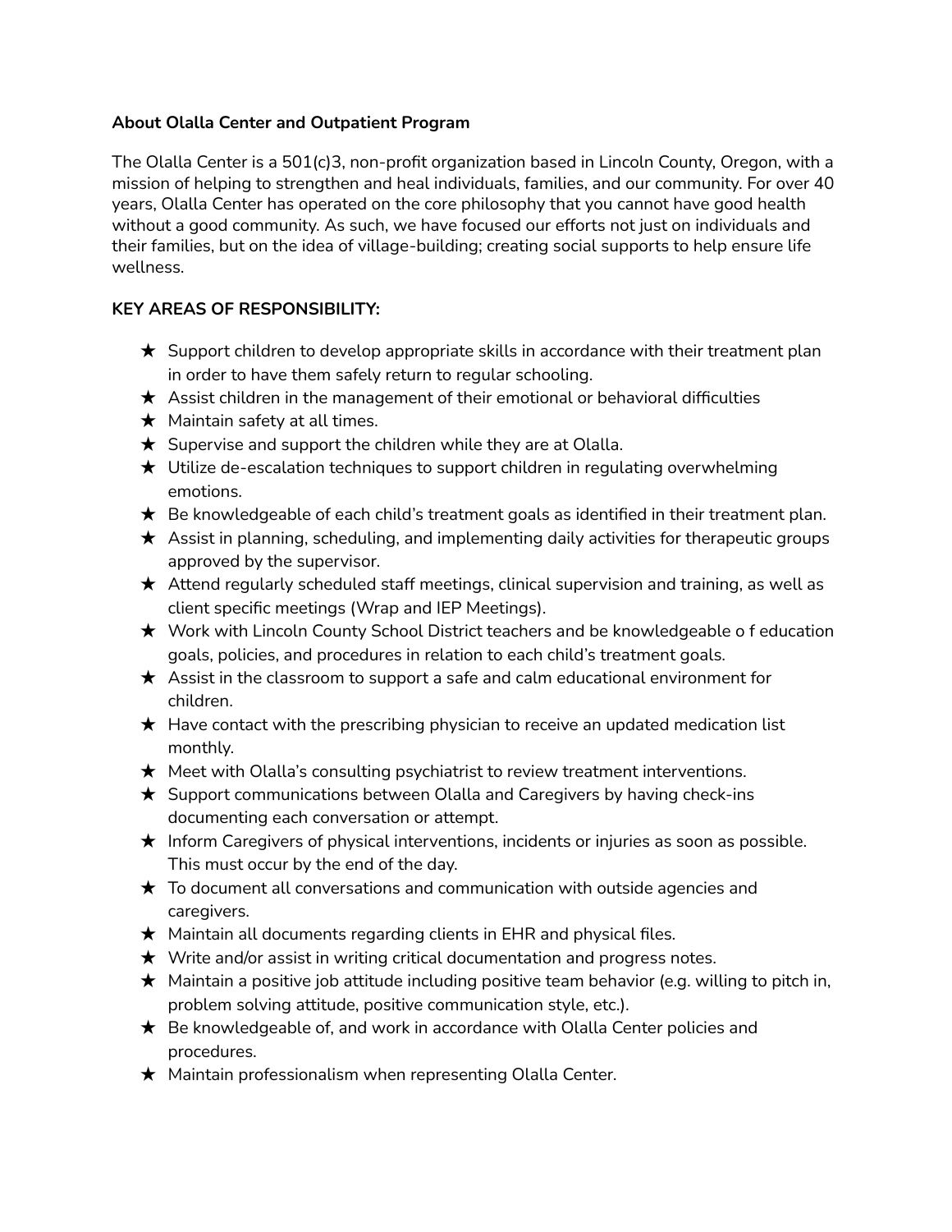**About Olalla Center and Outpatient Program**

The Olalla Center is a 501(c)3, non-profit organization based in Lincoln County, Oregon, with a mission of helping to strengthen and heal individuals, families, and our community. For over 40 years, Olalla Center has operated on the core philosophy that you cannot have good health without a good community. As such, we have focused our efforts not just on individuals and their families, but on the idea of village-building; creating social supports to help ensure life wellness.

**KEY AREAS OF RESPONSIBILITY:**

- ★ Support children to develop appropriate skills in accordance with their treatment plan in order to have them safely return to regular schooling.
- ★ Assist children in the management of their emotional or behavioral difficulties
- ★ Maintain safety at all times.
- ★ Supervise and support the children while they are at Olalla.
- ★ Utilize de-escalation techniques to support children in regulating overwhelming emotions.
- ★ Be knowledgeable of each child's treatment goals as identified in their treatment plan.
- ★ Assist in planning, scheduling, and implementing daily activities for therapeutic groups approved by the supervisor.
- ★ Attend regularly scheduled staff meetings, clinical supervision and training, as well as client specific meetings (Wrap and IEP Meetings).
- ★ Work with Lincoln County School District teachers and be knowledgeable o f education goals, policies, and procedures in relation to each child's treatment goals.
- ★ Assist in the classroom to support a safe and calm educational environment for children.
- ★ Have contact with the prescribing physician to receive an updated medication list monthly.
- ★ Meet with Olalla's consulting psychiatrist to review treatment interventions.
- ★ Support communications between Olalla and Caregivers by having check-ins documenting each conversation or attempt.
- ★ Inform Caregivers of physical interventions, incidents or injuries as soon as possible. This must occur by the end of the day.
- ★ To document all conversations and communication with outside agencies and caregivers.
- ★ Maintain all documents regarding clients in EHR and physical files.
- ★ Write and/or assist in writing critical documentation and progress notes.
- ★ Maintain a positive job attitude including positive team behavior (e.g. willing to pitch in, problem solving attitude, positive communication style, etc.).
- ★ Be knowledgeable of, and work in accordance with Olalla Center policies and procedures.
- ★ Maintain professionalism when representing Olalla Center.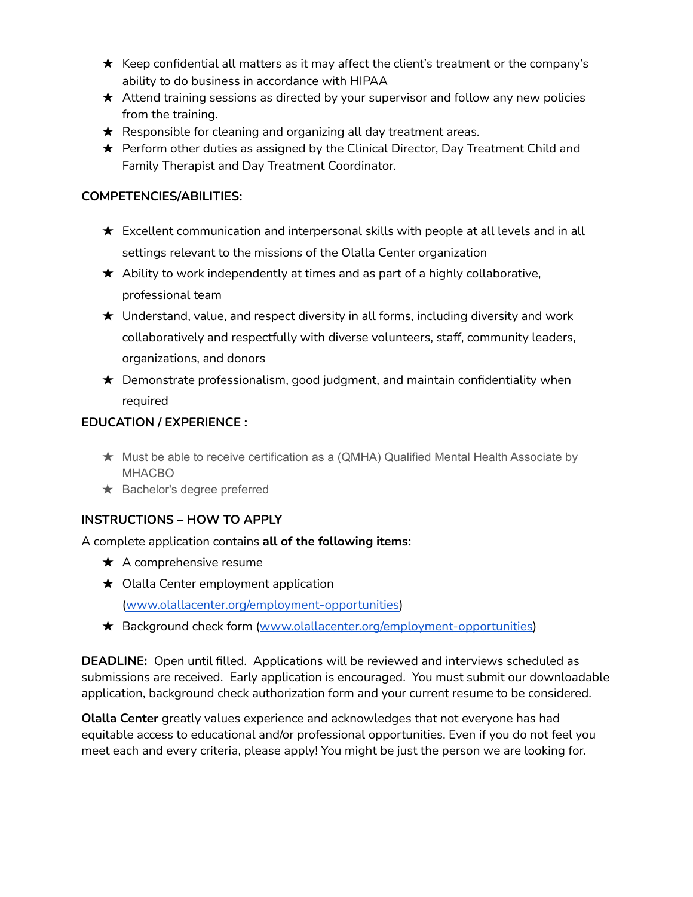- Keep confidential all matters as it may affect the client's treatment or the company's ability to do business in accordance with HIPAA
- Attend training sessions as directed by your supervisor and follow any new policies from the training.
- Responsible for cleaning and organizing all day treatment areas.
- Perform other duties as assigned by the Clinical Director, Day Treatment Child and Family Therapist and Day Treatment Coordinator.

**COMPETENCIES/ABILITIES:**

- Excellent communication and interpersonal skills with people at all levels and in all settings relevant to the missions of the Olalla Center organization
- Ability to work independently at times and as part of a highly collaborative, professional team
- Understand, value, and respect diversity in all forms, including diversity and work collaboratively and respectfully with diverse volunteers, staff, community leaders, organizations, and donors
- Demonstrate professionalism, good judgment, and maintain confidentiality when required

**EDUCATION / EXPERIENCE :**

- Must be able to receive certification as a (QMHA) Qualified Mental Health Associate by MHACBO
- Bachelor's degree preferred

**INSTRUCTIONS – HOW TO APPLY**

A complete application contains **all of the following items:**

- A comprehensive resume
- Olalla Center employment application (www.olallacenter.org/employment-opportunities)
- Background check form (www.olallacenter.org/employment-opportunities)

**DEADLINE:** Open until filled. Applications will be reviewed and interviews scheduled as submissions are received. Early application is encouraged. You must submit our downloadable application, background check authorization form and your current resume to be considered.

**Olalla Center** greatly values experience and acknowledges that not everyone has had equitable access to educational and/or professional opportunities. Even if you do not feel you meet each and every criteria, please apply! You might be just the person we are looking for.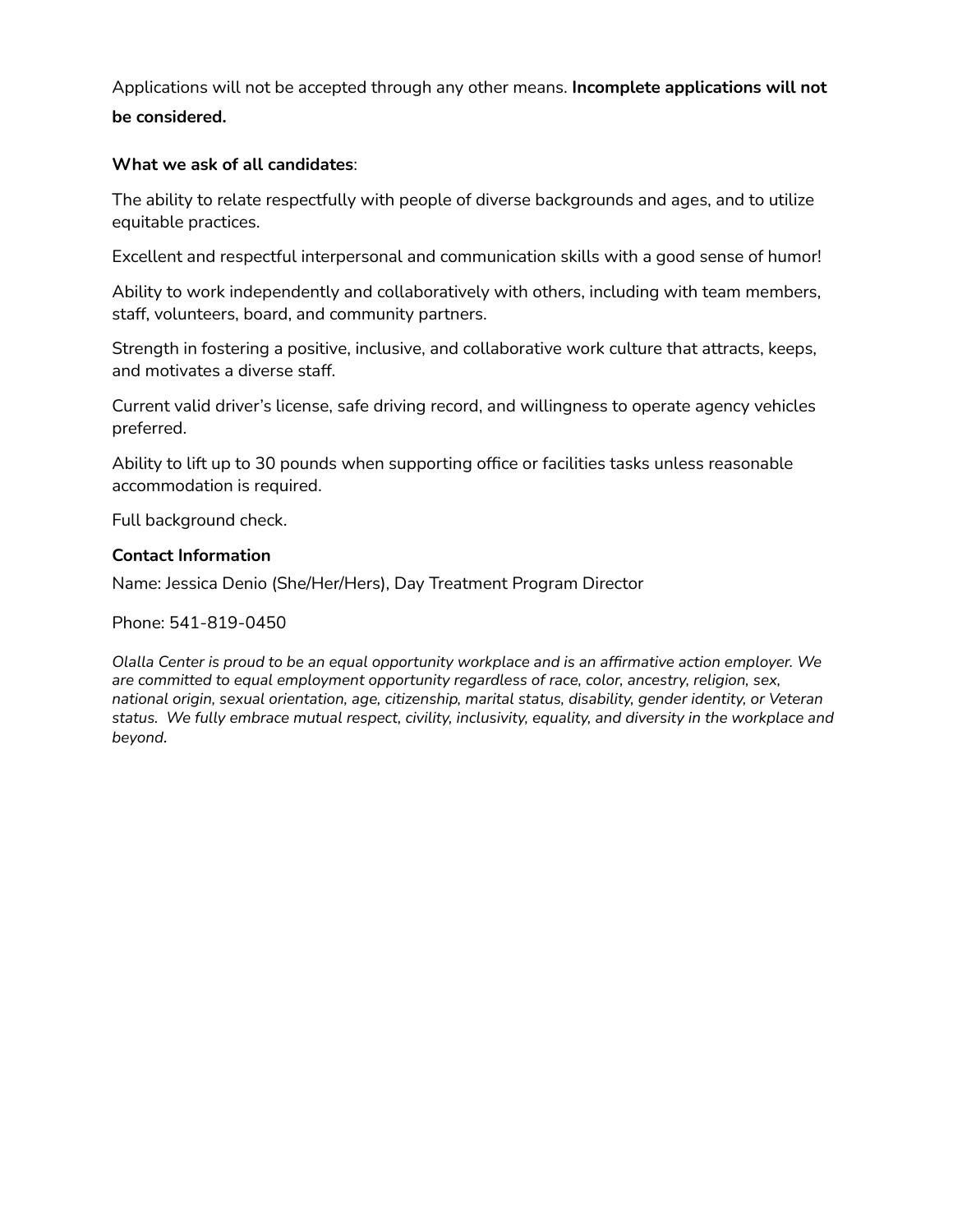Applications will not be accepted through any other means. **Incomplete applications will not be considered.**

**What we ask of all candidates**:

The ability to relate respectfully with people of diverse backgrounds and ages, and to utilize equitable practices.

Excellent and respectful interpersonal and communication skills with a good sense of humor!

Ability to work independently and collaboratively with others, including with team members, staff, volunteers, board, and community partners.

Strength in fostering a positive, inclusive, and collaborative work culture that attracts, keeps, and motivates a diverse staff.

Current valid driver's license, safe driving record, and willingness to operate agency vehicles preferred.

Ability to lift up to 30 pounds when supporting office or facilities tasks unless reasonable accommodation is required.

Full background check.

**Contact Information**

Name: Jessica Denio (She/Her/Hers), Day Treatment Program Director

Phone: 541-819-0450

*Olalla Center is proud to be an equal opportunity workplace and is an affirmative action employer. We are committed to equal employment opportunity regardless of race, color, ancestry, religion, sex, national origin, sexual orientation, age, citizenship, marital status, disability, gender identity, or Veteran status. We fully embrace mutual respect, civility, inclusivity, equality, and diversity in the workplace and beyond.*